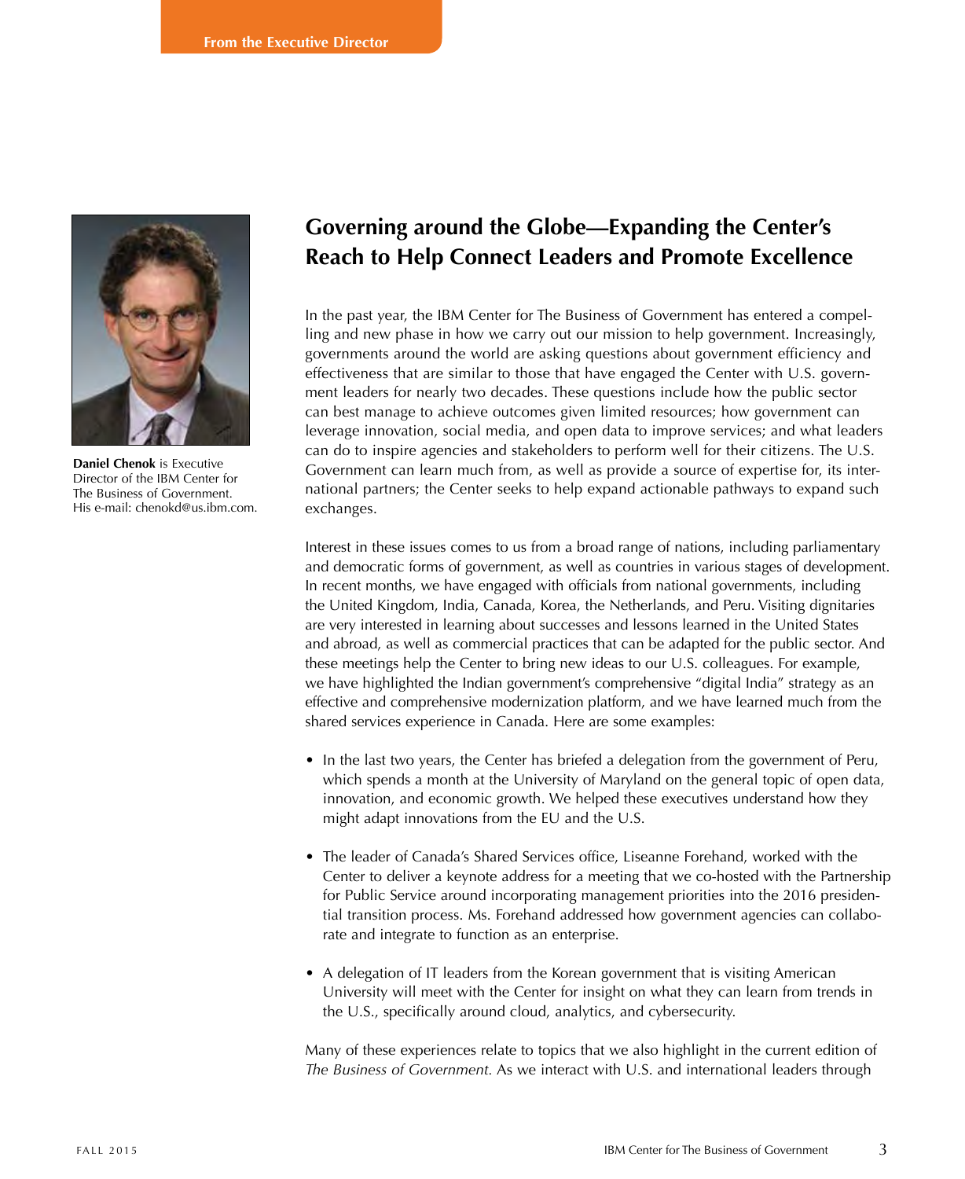From the Executive Director

**Daniel Chenok** is Executive Director of the IBM Center for The Business of Government. His e-mail: chenokd@us.ibm.com.

# Governing around the Globe—Expanding the Center's Reach to Help Connect Leaders and Promote Excellence

In the past year, the IBM Center for The Business of Government has entered a compelling and new phase in how we carry out our mission to help government. Increasingly, governments around the world are asking questions about government efficiency and effectiveness that are similar to those that have engaged the Center with U.S. government leaders for nearly two decades. These questions include how the public sector can best manage to achieve outcomes given limited resources; how government can leverage innovation, social media, and open data to improve services; and what leaders can do to inspire agencies and stakeholders to perform well for their citizens. The U.S. Government can learn much from, as well as provide a source of expertise for, its international partners; the Center seeks to help expand actionable pathways to expand such exchanges.

Interest in these issues comes to us from a broad range of nations, including parliamentary and democratic forms of government, as well as countries in various stages of development. In recent months, we have engaged with officials from national governments, including the United Kingdom, India, Canada, Korea, the Netherlands, and Peru. Visiting dignitaries are very interested in learning about successes and lessons learned in the United States and abroad, as well as commercial practices that can be adapted for the public sector. And these meetings help the Center to bring new ideas to our U.S. colleagues. For example, we have highlighted the Indian government's comprehensive "digital India" strategy as an effective and comprehensive modernization platform, and we have learned much from the shared services experience in Canada. Here are some examples:

- In the last two years, the Center has briefed a delegation from the government of Peru, which spends a month at the University of Maryland on the general topic of open data, innovation, and economic growth. We helped these executives understand how they might adapt innovations from the EU and the U.S.

- The leader of Canada's Shared Services office, Liseanne Forehand, worked with the Center to deliver a keynote address for a meeting that we co-hosted with the Partnership for Public Service around incorporating management priorities into the 2016 presidential transition process. Ms. Forehand addressed how government agencies can collaborate and integrate to function as an enterprise.

- A delegation of IT leaders from the Korean government that is visiting American University will meet with the Center for insight on what they can learn from trends in the U.S., specifically around cloud, analytics, and cybersecurity.

Many of these experiences relate to topics that we also highlight in the current edition of *The Business of Government.* As we interact with U.S. and international leaders through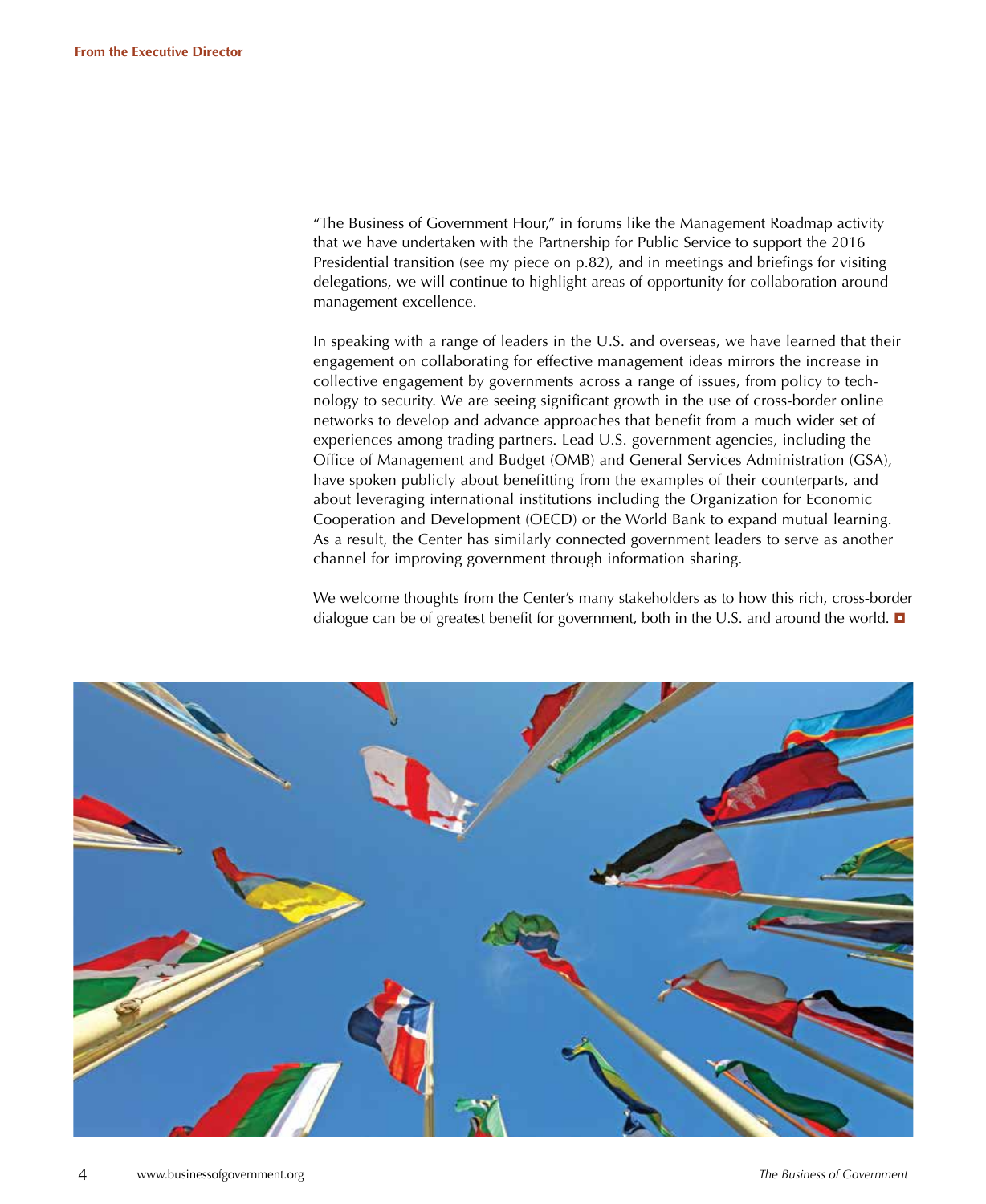"The Business of Government Hour," in forums like the Management Roadmap activity that we have undertaken with the Partnership for Public Service to support the 2016 Presidential transition (see my piece on p.82), and in meetings and briefings for visiting delegations, we will continue to highlight areas of opportunity for collaboration around management excellence.

In speaking with a range of leaders in the U.S. and overseas, we have learned that their engagement on collaborating for effective management ideas mirrors the increase in collective engagement by governments across a range of issues, from policy to technology to security. We are seeing significant growth in the use of cross-border online networks to develop and advance approaches that benefit from a much wider set of experiences among trading partners. Lead U.S. government agencies, including the Office of Management and Budget (OMB) and General Services Administration (GSA), have spoken publicly about benefitting from the examples of their counterparts, and about leveraging international institutions including the Organization for Economic Cooperation and Development (OECD) or the World Bank to expand mutual learning. As a result, the Center has similarly connected government leaders to serve as another channel for improving government through information sharing.

We welcome thoughts from the Center's many stakeholders as to how this rich, cross-border dialogue can be of greatest benefit for government, both in the U.S. and around the world. ◘